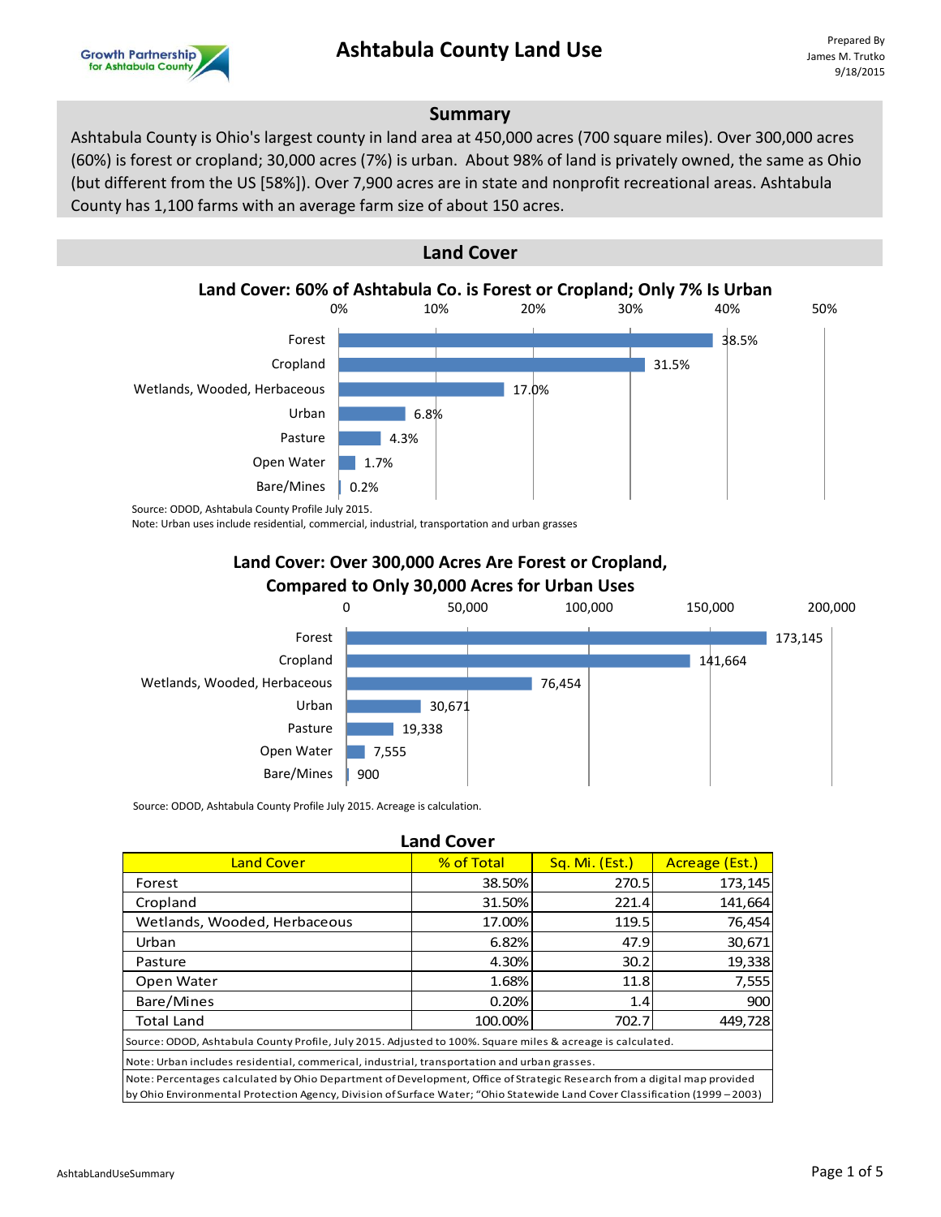# Ashtabula County Land Use

Prepared By
James M. Trutko
9/18/2015

## Summary

Ashtabula County is Ohio's largest county in land area at 450,000 acres (700 square miles). Over 300,000 acres (60%) is forest or cropland; 30,000 acres (7%) is urban. About 98% of land is privately owned, the same as Ohio (but different from the US [58%]). Over 7,900 acres are in state and nonprofit recreational areas. Ashtabula County has 1,100 farms with an average farm size of about 150 acres.

## Land Cover

### Land Cover: 60% of Ashtabula Co. is Forest or Cropland; Only 7% Is Urban

| Land Cover | % |
|---|---|
| Forest | 38.5% |
| Cropland | 31.5% |
| Wetlands, Wooded, Herbaceous | 17.0% |
| Urban | 6.8% |
| Pasture | 4.3% |
| Open Water | 1.7% |
| Bare/Mines | 0.2% |

Source: ODOD, Ashtabula County Profile July 2015.
Note: Urban uses include residential, commercial, industrial, transportation and urban grasses

### Land Cover: Over 300,000 Acres Are Forest or Cropland, Compared to Only 30,000 Acres for Urban Uses

| Land Cover | Acres |
|---|---|
| Forest | 173,145 |
| Cropland | 141,664 |
| Wetlands, Wooded, Herbaceous | 76,454 |
| Urban | 30,671 |
| Pasture | 19,338 |
| Open Water | 7,555 |
| Bare/Mines | 900 |

Source: ODOD, Ashtabula County Profile July 2015. Acreage is calculation.

### Land Cover

| Land Cover | % of Total | Sq. Mi. (Est.) | Acreage (Est.) |
|---|---|---|---|
| Forest | 38.50% | 270.5 | 173,145 |
| Cropland | 31.50% | 221.4 | 141,664 |
| Wetlands, Wooded, Herbaceous | 17.00% | 119.5 | 76,454 |
| Urban | 6.82% | 47.9 | 30,671 |
| Pasture | 4.30% | 30.2 | 19,338 |
| Open Water | 1.68% | 11.8 | 7,555 |
| Bare/Mines | 0.20% | 1.4 | 900 |
| Total Land | 100.00% | 702.7 | 449,728 |

Source: ODOD, Ashtabula County Profile, July 2015. Adjusted to 100%. Square miles & acreage is calculated.

Note: Urban includes residential, commerical, industrial, transportation and urban grasses.

Note: Percentages calculated by Ohio Department of Development, Office of Strategic Research from a digital map provided by Ohio Environmental Protection Agency, Division of Surface Water; "Ohio Statewide Land Cover Classification (1999 – 2003)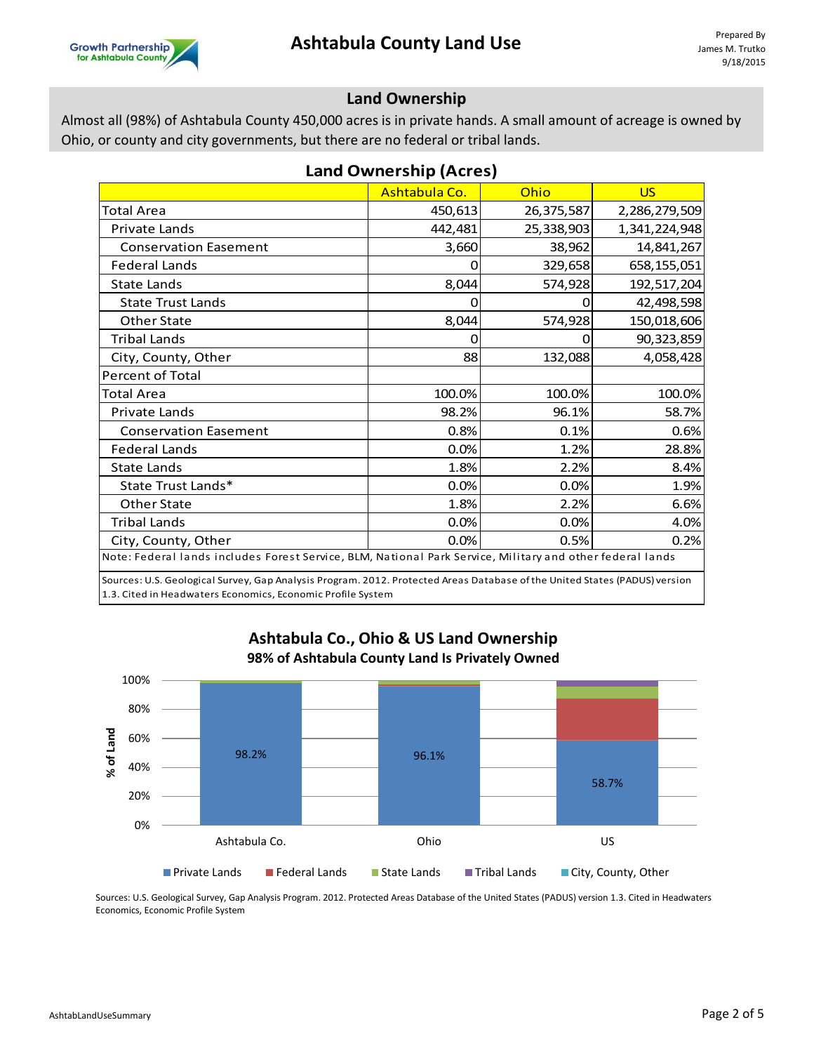## Land Ownership

Almost all (98%) of Ashtabula County 450,000 acres is in private hands. A small amount of acreage is owned by Ohio, or county and city governments, but there are no federal or tribal lands.

### Land Ownership (Acres)

| | Ashtabula Co. | Ohio | US |
|---|---|---|---|
| Total Area | 450,613 | 26,375,587 | 2,286,279,509 |
| Private Lands | 442,481 | 25,338,903 | 1,341,224,948 |
| Conservation Easement | 3,660 | 38,962 | 14,841,267 |
| Federal Lands | 0 | 329,658 | 658,155,051 |
| State Lands | 8,044 | 574,928 | 192,517,204 |
| State Trust Lands | 0 | 0 | 42,498,598 |
| Other State | 8,044 | 574,928 | 150,018,606 |
| Tribal Lands | 0 | 0 | 90,323,859 |
| City, County, Other | 88 | 132,088 | 4,058,428 |
| Percent of Total | | | |
| Total Area | 100.0% | 100.0% | 100.0% |
| Private Lands | 98.2% | 96.1% | 58.7% |
| Conservation Easement | 0.8% | 0.1% | 0.6% |
| Federal Lands | 0.0% | 1.2% | 28.8% |
| State Lands | 1.8% | 2.2% | 8.4% |
| State Trust Lands* | 0.0% | 0.0% | 1.9% |
| Other State | 1.8% | 2.2% | 6.6% |
| Tribal Lands | 0.0% | 0.0% | 4.0% |
| City, County, Other | 0.0% | 0.5% | 0.2% |

Note: Federal lands includes Forest Service, BLM, National Park Service, Military and other federal lands

Sources: U.S. Geological Survey, Gap Analysis Program. 2012. Protected Areas Database of the United States (PADUS) version 1.3. Cited in Headwaters Economics, Economic Profile System

### Ashtabula Co., Ohio & US Land Ownership

**98% of Ashtabula County Land Is Privately Owned**

| % of Land | Private Lands | Federal Lands | State Lands | Tribal Lands | City, County, Other |
|---|---|---|---|---|---|
| Ashtabula Co. | 98.2% | | | | |
| Ohio | 96.1% | | | | |
| US | 58.7% | | | | |

Sources: U.S. Geological Survey, Gap Analysis Program. 2012. Protected Areas Database of the United States (PADUS) version 1.3. Cited in Headwaters Economics, Economic Profile System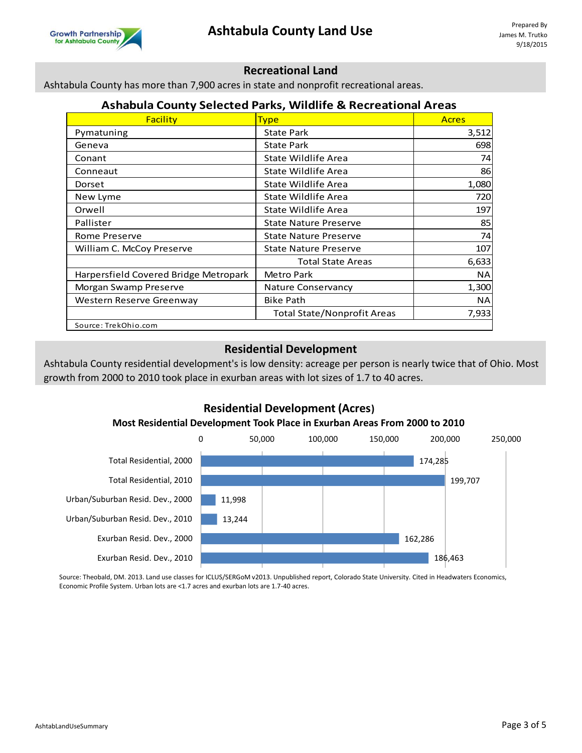# Ashtabula County Land Use

Prepared By
James M. Trutko
9/18/2015

## Recreational Land

Ashtabula County has more than 7,900 acres in state and nonprofit recreational areas.

### Ashabula County Selected Parks, Wildlife & Recreational Areas

| Facility | Type | Acres |
|---|---|---|
| Pymatuning | State Park | 3,512 |
| Geneva | State Park | 698 |
| Conant | State Wildlife Area | 74 |
| Conneaut | State Wildlife Area | 86 |
| Dorset | State Wildlife Area | 1,080 |
| New Lyme | State Wildlife Area | 720 |
| Orwell | State Wildlife Area | 197 |
| Pallister | State Nature Preserve | 85 |
| Rome Preserve | State Nature Preserve | 74 |
| William C. McCoy Preserve | State Nature Preserve | 107 |
| | Total State Areas | 6,633 |
| Harpersfield Covered Bridge Metropark | Metro Park | NA |
| Morgan Swamp Preserve | Nature Conservancy | 1,300 |
| Western Reserve Greenway | Bike Path | NA |
| | Total State/Nonprofit Areas | 7,933 |

Source: TrekOhio.com

## Residential Development

Ashtabula County residential development's is low density: acreage per person is nearly twice that of Ohio. Most growth from 2000 to 2010 took place in exurban areas with lot sizes of 1.7 to 40 acres.

### Residential Development (Acres)

**Most Residential Development Took Place in Exurban Areas From 2000 to 2010**

| Category | Acres |
|---|---|
| Total Residential, 2000 | 174,285 |
| Total Residential, 2010 | 199,707 |
| Urban/Suburban Resid. Dev., 2000 | 11,998 |
| Urban/Suburban Resid. Dev., 2010 | 13,244 |
| Exurban Resid. Dev., 2000 | 162,286 |
| Exurban Resid. Dev., 2010 | 186,463 |

Source: Theobald, DM. 2013. Land use classes for ICLUS/SERGoM v2013. Unpublished report, Colorado State University. Cited in Headwaters Economics, Economic Profile System. Urban lots are <1.7 acres and exurban lots are 1.7-40 acres.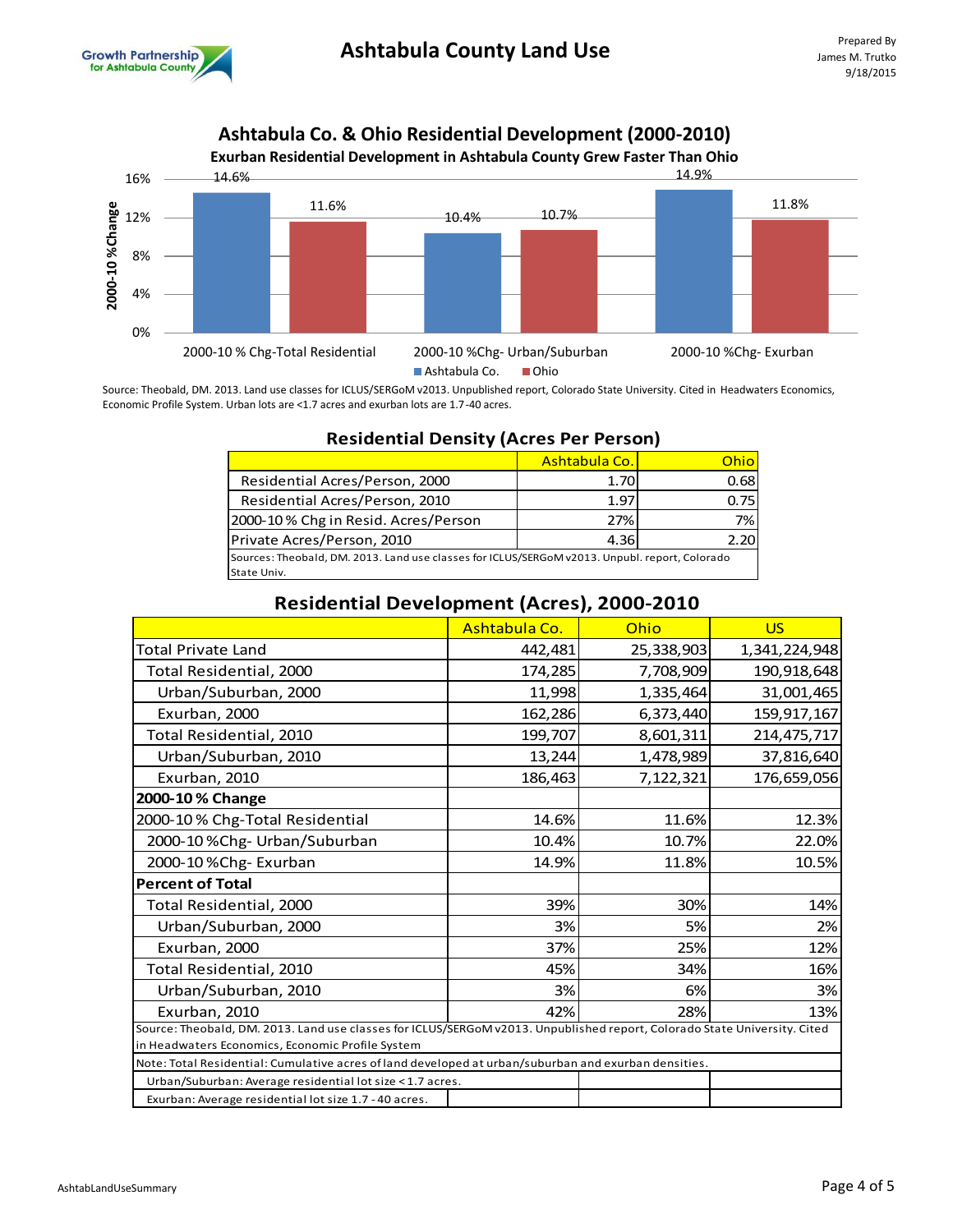# Ashtabula County Land Use

## Ashtabula Co. & Ohio Residential Development (2000-2010)

### Exurban Residential Development in Ashtabula County Grew Faster Than Ohio

| 2000-10 %Change | Ashtabula Co. | Ohio |
|---|---|---|
| 2000-10 % Chg-Total Residential | 14.6% | 11.6% |
| 2000-10 %Chg- Urban/Suburban | 10.4% | 10.7% |
| 2000-10 %Chg- Exurban | 14.9% | 11.8% |

Source: Theobald, DM. 2013. Land use classes for ICLUS/SERGoM v2013. Unpublished report, Colorado State University. Cited in Headwaters Economics, Economic Profile System. Urban lots are <1.7 acres and exurban lots are 1.7-40 acres.

## Residential Density (Acres Per Person)

| | Ashtabula Co. | Ohio |
|---|---|---|
| Residential Acres/Person, 2000 | 1.70 | 0.68 |
| Residential Acres/Person, 2010 | 1.97 | 0.75 |
| 2000-10 % Chg in Resid. Acres/Person | 27% | 7% |
| Private Acres/Person, 2010 | 4.36 | 2.20 |

Sources: Theobald, DM. 2013. Land use classes for ICLUS/SERGoM v2013. Unpubl. report, Colorado State Univ.

## Residential Development (Acres), 2000-2010

| | Ashtabula Co. | Ohio | US |
|---|---|---|---|
| Total Private Land | 442,481 | 25,338,903 | 1,341,224,948 |
| Total Residential, 2000 | 174,285 | 7,708,909 | 190,918,648 |
| Urban/Suburban, 2000 | 11,998 | 1,335,464 | 31,001,465 |
| Exurban, 2000 | 162,286 | 6,373,440 | 159,917,167 |
| Total Residential, 2010 | 199,707 | 8,601,311 | 214,475,717 |
| Urban/Suburban, 2010 | 13,244 | 1,478,989 | 37,816,640 |
| Exurban, 2010 | 186,463 | 7,122,321 | 176,659,056 |
| **2000-10 % Change** | | | |
| 2000-10 % Chg-Total Residential | 14.6% | 11.6% | 12.3% |
| 2000-10 %Chg- Urban/Suburban | 10.4% | 10.7% | 22.0% |
| 2000-10 %Chg- Exurban | 14.9% | 11.8% | 10.5% |
| **Percent of Total** | | | |
| Total Residential, 2000 | 39% | 30% | 14% |
| Urban/Suburban, 2000 | 3% | 5% | 2% |
| Exurban, 2000 | 37% | 25% | 12% |
| Total Residential, 2010 | 45% | 34% | 16% |
| Urban/Suburban, 2010 | 3% | 6% | 3% |
| Exurban, 2010 | 42% | 28% | 13% |

Source: Theobald, DM. 2013. Land use classes for ICLUS/SERGoM v2013. Unpublished report, Colorado State University. Cited in Headwaters Economics, Economic Profile System

Note: Total Residential: Cumulative acres of land developed at urban/suburban and exurban densities.

Urban/Suburban: Average residential lot size < 1.7 acres.

Exurban: Average residential lot size 1.7 - 40 acres.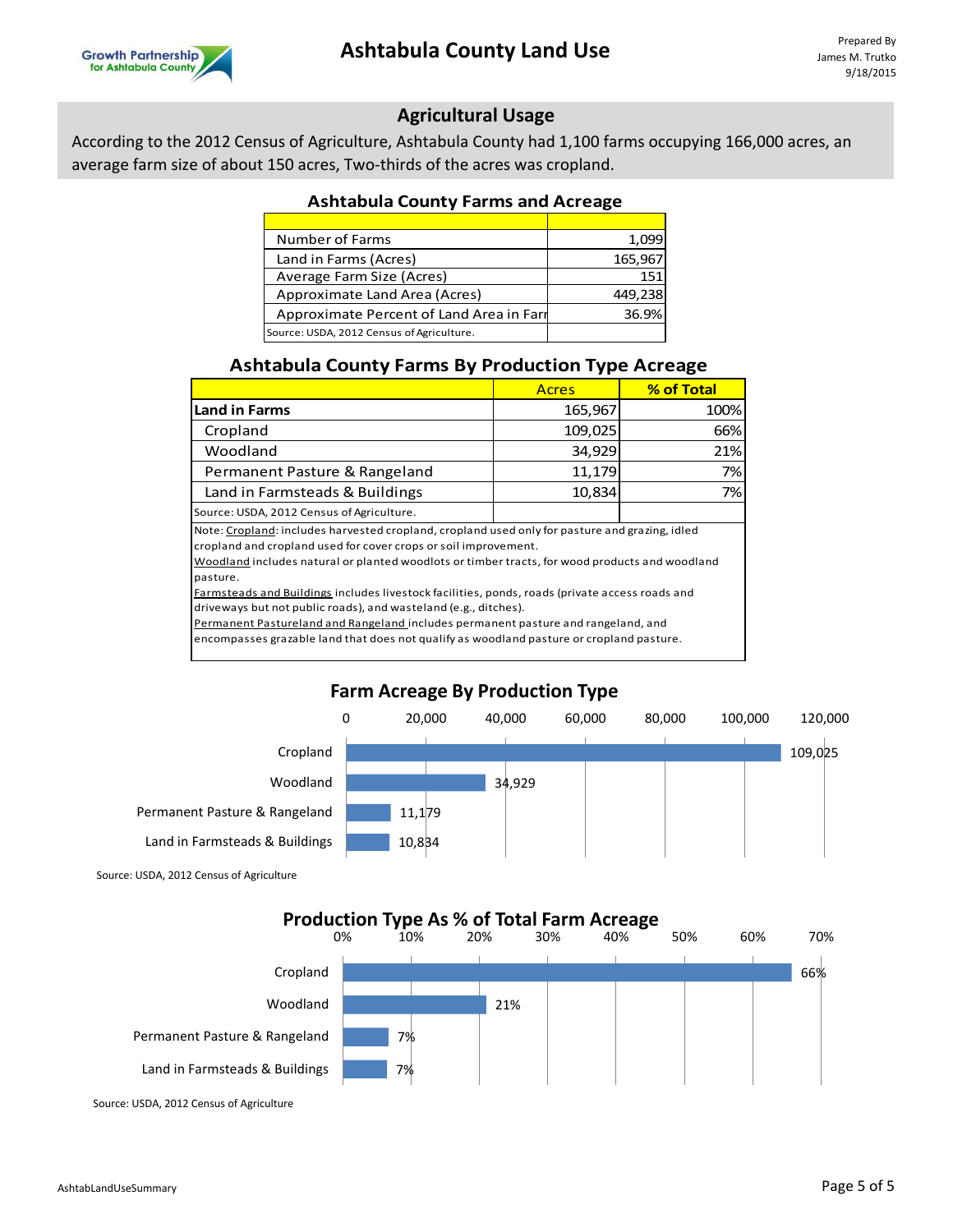# Ashtabula County Land Use

## Agricultural Usage

According to the 2012 Census of Agriculture, Ashtabula County had 1,100 farms occupying 166,000 acres, an average farm size of about 150 acres, Two-thirds of the acres was cropland.

### Ashtabula County Farms and Acreage

| | |
|---|---|
| Number of Farms | 1,099 |
| Land in Farms (Acres) | 165,967 |
| Average Farm Size (Acres) | 151 |
| Approximate Land Area (Acres) | 449,238 |
| Approximate Percent of Land Area in Farr | 36.9% |
| Source: USDA, 2012 Census of Agriculture. | |

### Ashtabula County Farms By Production Type Acreage

| | Acres | % of Total |
|---|---|---|
| **Land in Farms** | 165,967 | 100% |
| Cropland | 109,025 | 66% |
| Woodland | 34,929 | 21% |
| Permanent Pasture & Rangeland | 11,179 | 7% |
| Land in Farmsteads & Buildings | 10,834 | 7% |
| Source: USDA, 2012 Census of Agriculture. | | |

Note: Cropland: includes harvested cropland, cropland used only for pasture and grazing, idled cropland and cropland used for cover crops or soil improvement.
Woodland includes natural or planted woodlots or timber tracts, for wood products and woodland pasture.
Farmsteads and Buildings includes livestock facilities, ponds, roads (private access roads and driveways but not public roads), and wasteland (e.g., ditches).
Permanent Pastureland and Rangeland includes permanent pasture and rangeland, and encompasses grazable land that does not qualify as woodland pasture or cropland pasture.

### Farm Acreage By Production Type

0
20,000
40,000
60,000
80,000
100,000
120,000

Cropland 109,025
Woodland 34,929
Permanent Pasture & Rangeland 11,179
Land in Farmsteads & Buildings 10,834

Source: USDA, 2012 Census of Agriculture

### Production Type As % of Total Farm Acreage

0%
10%
20%
30%
40%
50%
60%
70%

Cropland 66%
Woodland 21%
Permanent Pasture & Rangeland 7%
Land in Farmsteads & Buildings 7%

Source: USDA, 2012 Census of Agriculture